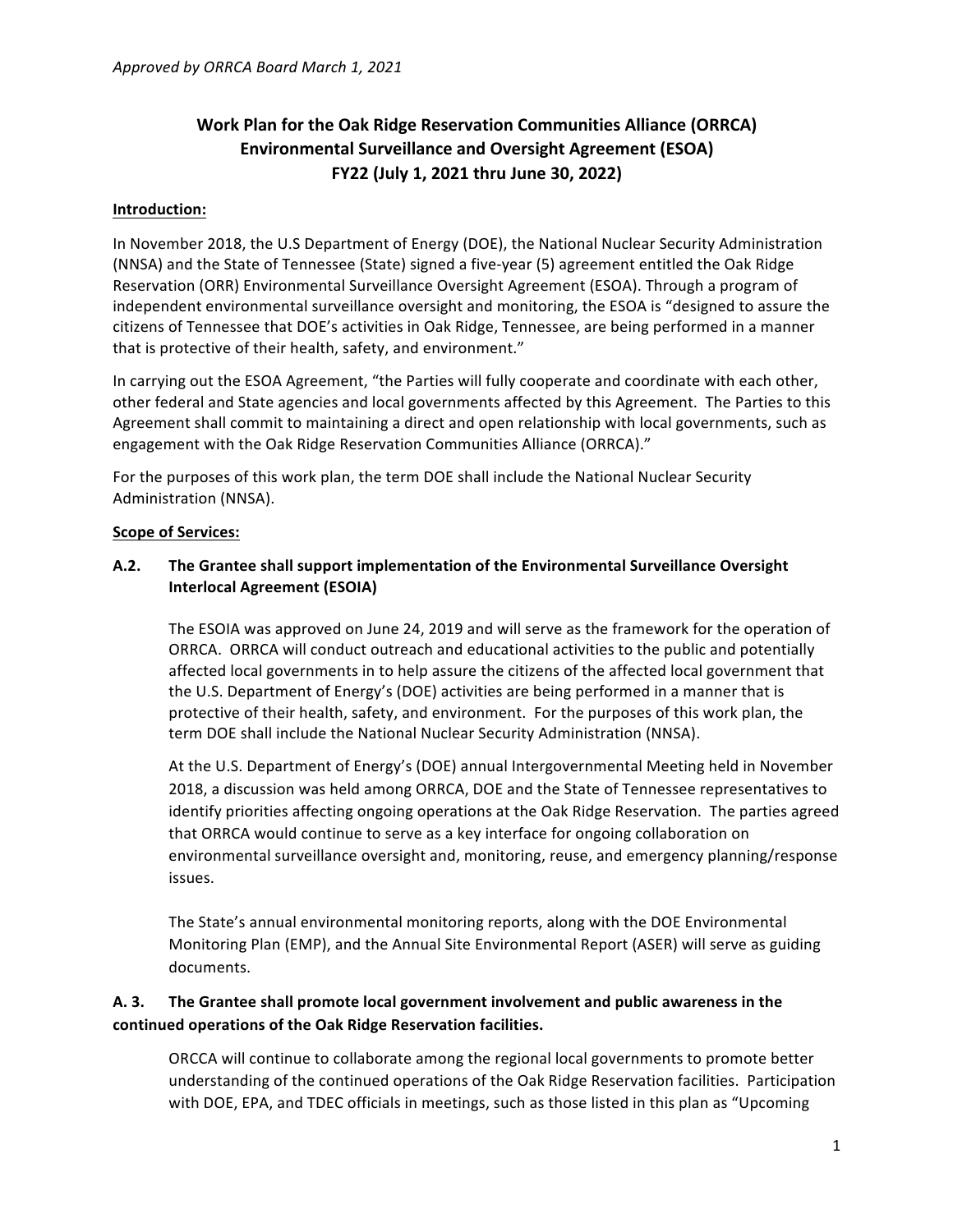*Approved by ORRCA Board March 1, 2021*

# Work Plan for the Oak Ridge Reservation Communities Alliance (ORRCA) Environmental Surveillance and Oversight Agreement (ESOA) FY22 (July 1, 2021 thru June 30, 2022)

## Introduction:

In November 2018, the U.S Department of Energy (DOE), the National Nuclear Security Administration (NNSA) and the State of Tennessee (State) signed a five-year (5) agreement entitled the Oak Ridge Reservation (ORR) Environmental Surveillance Oversight Agreement (ESOA). Through a program of independent environmental surveillance oversight and monitoring, the ESOA is "designed to assure the citizens of Tennessee that DOE's activities in Oak Ridge, Tennessee, are being performed in a manner that is protective of their health, safety, and environment."

In carrying out the ESOA Agreement, "the Parties will fully cooperate and coordinate with each other, other federal and State agencies and local governments affected by this Agreement. The Parties to this Agreement shall commit to maintaining a direct and open relationship with local governments, such as engagement with the Oak Ridge Reservation Communities Alliance (ORRCA)."

For the purposes of this work plan, the term DOE shall include the National Nuclear Security Administration (NNSA).

## Scope of Services:

### A.2. The Grantee shall support implementation of the Environmental Surveillance Oversight Interlocal Agreement (ESOIA)

The ESOIA was approved on June 24, 2019 and will serve as the framework for the operation of ORRCA. ORRCA will conduct outreach and educational activities to the public and potentially affected local governments in to help assure the citizens of the affected local government that the U.S. Department of Energy's (DOE) activities are being performed in a manner that is protective of their health, safety, and environment. For the purposes of this work plan, the term DOE shall include the National Nuclear Security Administration (NNSA).

At the U.S. Department of Energy's (DOE) annual Intergovernmental Meeting held in November 2018, a discussion was held among ORRCA, DOE and the State of Tennessee representatives to identify priorities affecting ongoing operations at the Oak Ridge Reservation. The parties agreed that ORRCA would continue to serve as a key interface for ongoing collaboration on environmental surveillance oversight and, monitoring, reuse, and emergency planning/response issues.

The State's annual environmental monitoring reports, along with the DOE Environmental Monitoring Plan (EMP), and the Annual Site Environmental Report (ASER) will serve as guiding documents.

### A. 3. The Grantee shall promote local government involvement and public awareness in the continued operations of the Oak Ridge Reservation facilities.

ORCCA will continue to collaborate among the regional local governments to promote better understanding of the continued operations of the Oak Ridge Reservation facilities. Participation with DOE, EPA, and TDEC officials in meetings, such as those listed in this plan as "Upcoming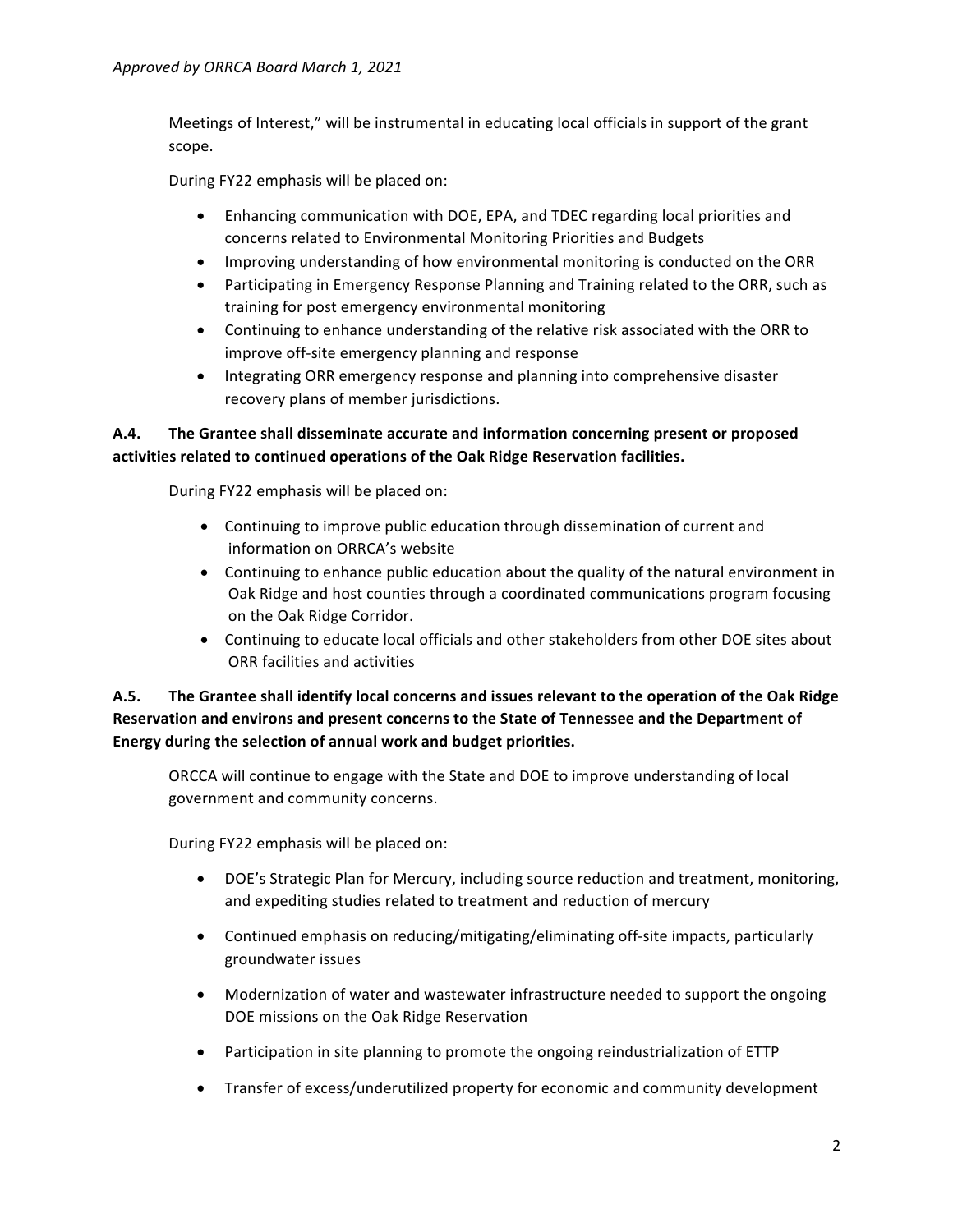Meetings of Interest," will be instrumental in educating local officials in support of the grant scope.

During FY22 emphasis will be placed on:

- Enhancing communication with DOE, EPA, and TDEC regarding local priorities and concerns related to Environmental Monitoring Priorities and Budgets
- Improving understanding of how environmental monitoring is conducted on the ORR
- Participating in Emergency Response Planning and Training related to the ORR, such as training for post emergency environmental monitoring
- Continuing to enhance understanding of the relative risk associated with the ORR to improve off-site emergency planning and response
- Integrating ORR emergency response and planning into comprehensive disaster recovery plans of member jurisdictions.

**A.4. The Grantee shall disseminate accurate and information concerning present or proposed activities related to continued operations of the Oak Ridge Reservation facilities.**

During FY22 emphasis will be placed on:

- Continuing to improve public education through dissemination of current and information on ORRCA's website
- Continuing to enhance public education about the quality of the natural environment in Oak Ridge and host counties through a coordinated communications program focusing on the Oak Ridge Corridor.
- Continuing to educate local officials and other stakeholders from other DOE sites about ORR facilities and activities

**A.5. The Grantee shall identify local concerns and issues relevant to the operation of the Oak Ridge Reservation and environs and present concerns to the State of Tennessee and the Department of Energy during the selection of annual work and budget priorities.**

ORCCA will continue to engage with the State and DOE to improve understanding of local government and community concerns.

During FY22 emphasis will be placed on:

- DOE's Strategic Plan for Mercury, including source reduction and treatment, monitoring, and expediting studies related to treatment and reduction of mercury
- Continued emphasis on reducing/mitigating/eliminating off-site impacts, particularly groundwater issues
- Modernization of water and wastewater infrastructure needed to support the ongoing DOE missions on the Oak Ridge Reservation
- Participation in site planning to promote the ongoing reindustrialization of ETTP
- Transfer of excess/underutilized property for economic and community development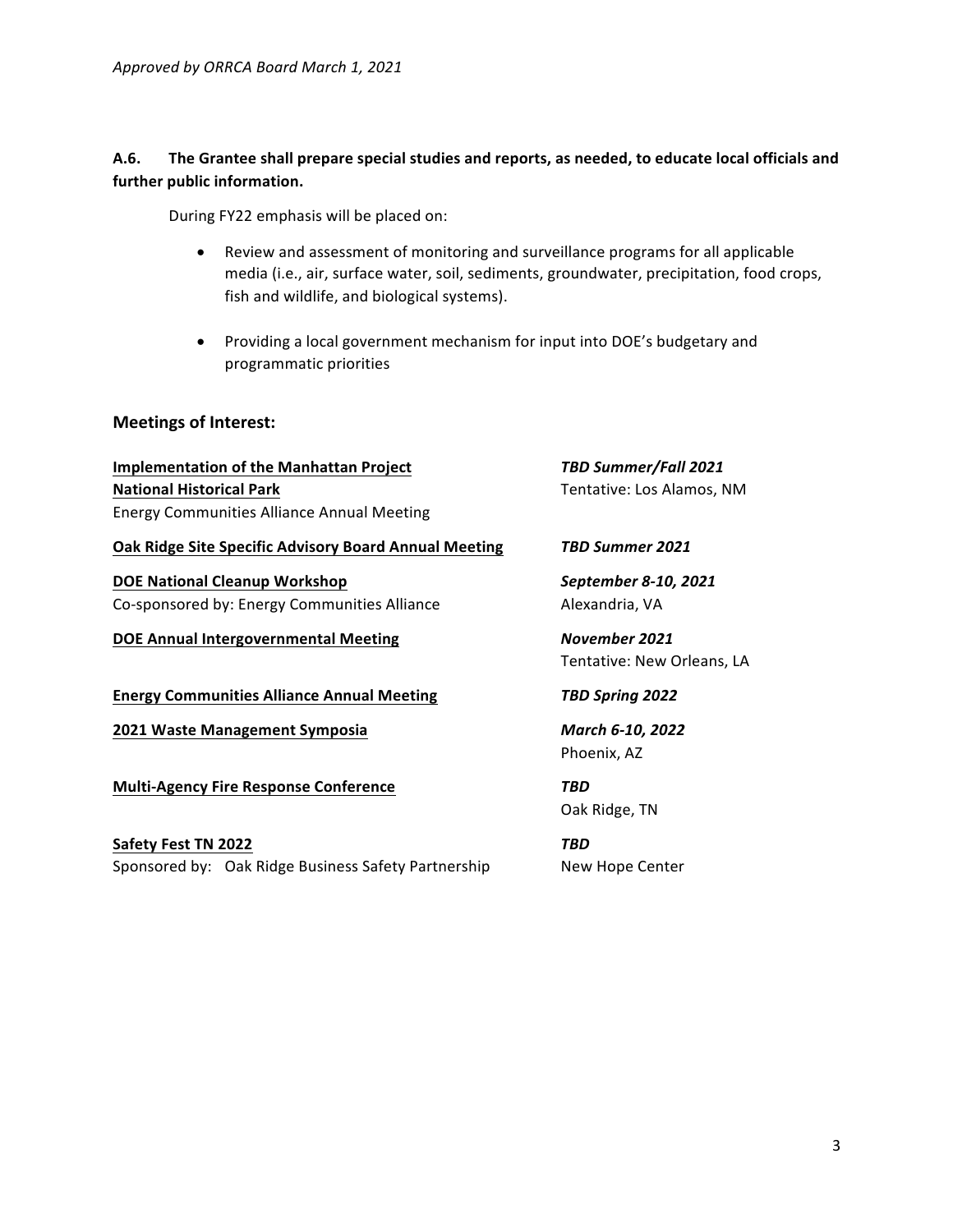*Approved by ORRCA Board March 1, 2021*

**A.6. The Grantee shall prepare special studies and reports, as needed, to educate local officials and further public information.**

During FY22 emphasis will be placed on:

- Review and assessment of monitoring and surveillance programs for all applicable media (i.e., air, surface water, soil, sediments, groundwater, precipitation, food crops, fish and wildlife, and biological systems).
- Providing a local government mechanism for input into DOE's budgetary and programmatic priorities

## Meetings of Interest:

**Implementation of the Manhattan Project National Historical Park**
Energy Communities Alliance Annual Meeting
***TBD Summer/Fall 2021***
Tentative: Los Alamos, NM

**Oak Ridge Site Specific Advisory Board Annual Meeting**
***TBD Summer 2021***

**DOE National Cleanup Workshop**
Co-sponsored by: Energy Communities Alliance
***September 8-10, 2021***
Alexandria, VA

**DOE Annual Intergovernmental Meeting**
***November 2021***
Tentative: New Orleans, LA

**Energy Communities Alliance Annual Meeting**
***TBD Spring 2022***

**2021 Waste Management Symposia**
***March 6-10, 2022***
Phoenix, AZ

**Multi-Agency Fire Response Conference**
***TBD***
Oak Ridge, TN

**Safety Fest TN 2022**
Sponsored by: Oak Ridge Business Safety Partnership
***TBD***
New Hope Center